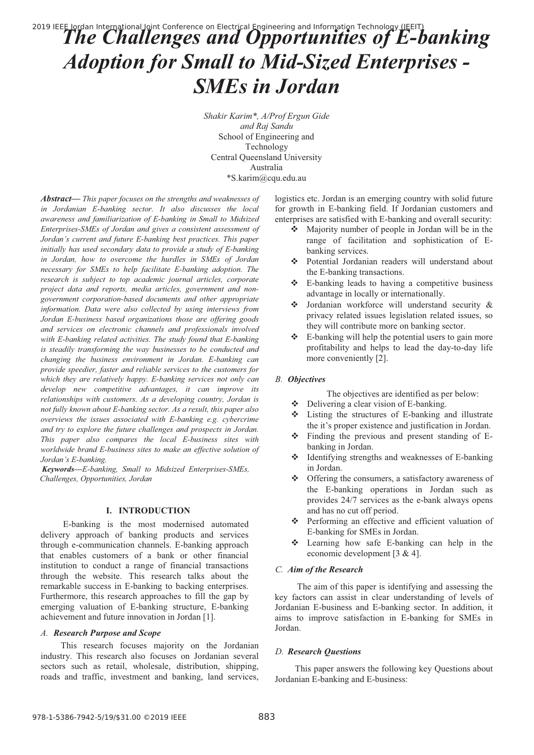# *The Challenges and Opportunities of E-banking Adoption for Small to Mid-Sized Enterprises - SMEs in Jordan*

*Shakir Karim\*, A/Prof Ergun Gide and Raj Sandu*
School of Engineering and Technology
Central Queensland University
Australia
\*S.karim@cqu.edu.au

***Abstract***— *This paper focuses on the strengths and weaknesses of in Jordanian E-banking sector. It also discusses the local awareness and familiarization of E-banking in Small to Midsized Enterprises-SMEs of Jordan and gives a consistent assessment of Jordan's current and future E-banking best practices. This paper initially has used secondary data to provide a study of E-banking in Jordan, how to overcome the hurdles in SMEs of Jordan necessary for SMEs to help facilitate E-banking adoption. The research is subject to top academic journal articles, corporate project data and reports, media articles, government and non-government corporation-based documents and other appropriate information. Data were also collected by using interviews from Jordan E-business based organizations those are offering goods and services on electronic channels and professionals involved with E-banking related activities. The study found that E-banking is steadily transforming the way businesses to be conducted and changing the business environment in Jordan. E-banking can provide speedier, faster and reliable services to the customers for which they are relatively happy. E-banking services not only can develop new competitive advantages, it can improve its relationships with customers. As a developing country, Jordan is not fully known about E-banking sector. As a result, this paper also overviews the issues associated with E-banking e.g. cybercrime and try to explore the future challenges and prospects in Jordan. This paper also compares the local E-business sites with worldwide brand E-business sites to make an effective solution of Jordan's E-banking.*

***Keywords—****E-banking, Small to Midsized Enterprises-SMEs, Challenges, Opportunities, Jordan*

## I. INTRODUCTION

E-banking is the most modernised automated delivery approach of banking products and services through e-communication channels. E-banking approach that enables customers of a bank or other financial institution to conduct a range of financial transactions through the website. This research talks about the remarkable success in E-banking to backing enterprises. Furthermore, this research approaches to fill the gap by emerging valuation of E-banking structure, E-banking achievement and future innovation in Jordan [1].

### *A. Research Purpose and Scope*

This research focuses majority on the Jordanian industry. This research also focuses on Jordanian several sectors such as retail, wholesale, distribution, shipping, roads and traffic, investment and banking, land services, logistics etc. Jordan is an emerging country with solid future for growth in E-banking field. If Jordanian customers and enterprises are satisfied with E-banking and overall security:

- Majority number of people in Jordan will be in the range of facilitation and sophistication of E-banking services.
- Potential Jordanian readers will understand about the E-banking transactions.
- E-banking leads to having a competitive business advantage in locally or internationally.
- Jordanian workforce will understand security & privacy related issues legislation related issues, so they will contribute more on banking sector.
- E-banking will help the potential users to gain more profitability and helps to lead the day-to-day life more conveniently [2].

### *B. Objectives*

The objectives are identified as per below:

- Delivering a clear vision of E-banking.
- Listing the structures of E-banking and illustrate the it's proper existence and justification in Jordan.
- Finding the previous and present standing of E-banking in Jordan.
- Identifying strengths and weaknesses of E-banking in Jordan.
- Offering the consumers, a satisfactory awareness of the E-banking operations in Jordan such as provides 24/7 services as the e-bank always opens and has no cut off period.
- Performing an effective and efficient valuation of E-banking for SMEs in Jordan.
- Learning how safe E-banking can help in the economic development [3 & 4].

### *C. Aim of the Research*

The aim of this paper is identifying and assessing the key factors can assist in clear understanding of levels of Jordanian E-business and E-banking sector. In addition, it aims to improve satisfaction in E-banking for SMEs in Jordan.

### *D. Research Questions*

This paper answers the following key Questions about Jordanian E-banking and E-business: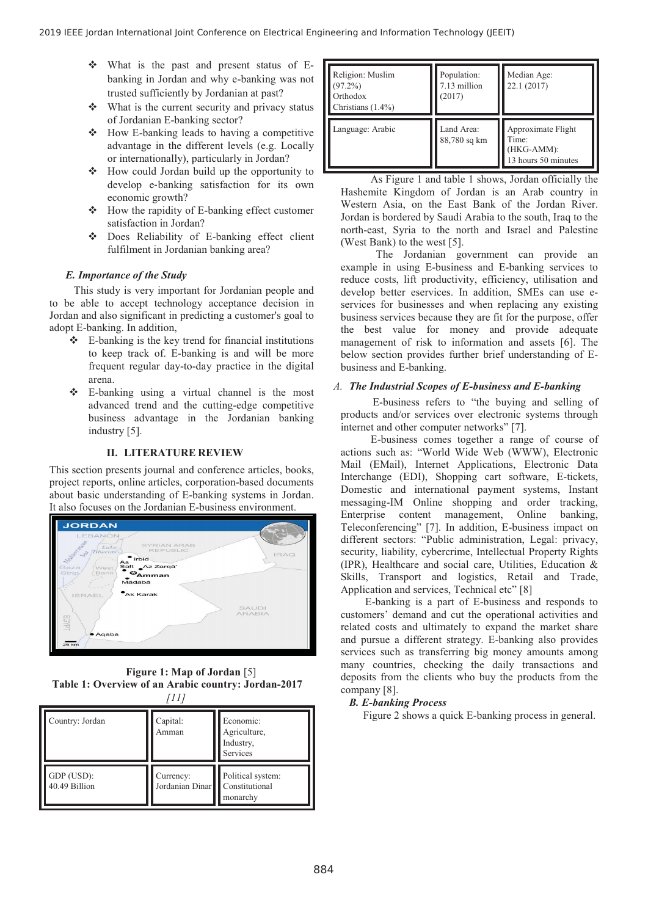- What is the past and present status of E-banking in Jordan and why e-banking was not trusted sufficiently by Jordanian at past?
- What is the current security and privacy status of Jordanian E-banking sector?
- How E-banking leads to having a competitive advantage in the different levels (e.g. Locally or internationally), particularly in Jordan?
- How could Jordan build up the opportunity to develop e-banking satisfaction for its own economic growth?
- How the rapidity of E-banking effect customer satisfaction in Jordan?
- Does Reliability of E-banking effect client fulfilment in Jordanian banking area?

### *E. Importance of the Study*

This study is very important for Jordanian people and to be able to accept technology acceptance decision in Jordan and also significant in predicting a customer's goal to adopt E-banking. In addition,

- E-banking is the key trend for financial institutions to keep track of. E-banking is and will be more frequent regular day-to-day practice in the digital arena.
- E-banking using a virtual channel is the most advanced trend and the cutting-edge competitive business advantage in the Jordanian banking industry [5].

## II. LITERATURE REVIEW

This section presents journal and conference articles, books, project reports, online articles, corporation-based documents about basic understanding of E-banking systems in Jordan. It also focuses on the Jordanian E-business environment.

**Figure 1: Map of Jordan** [5]

**Table 1: Overview of an Arabic country: Jordan-2017** *[11]*

| Country: Jordan | Capital: Amman | Economic: Agriculture, Industry, Services |
|---|---|---|
| GDP (USD): 40.49 Billion | Currency: Jordanian Dinar | Political system: Constitutional monarchy |
| Religion: Muslim (97.2%) Orthodox Christians (1.4%) | Population: 7.13 million (2017) | Median Age: 22.1 (2017) |
| Language: Arabic | Land Area: 88,780 sq km | Approximate Flight Time: (HKG-AMM): 13 hours 50 minutes |

As Figure 1 and table 1 shows, Jordan officially the Hashemite Kingdom of Jordan is an Arab country in Western Asia, on the East Bank of the Jordan River. Jordan is bordered by Saudi Arabia to the south, Iraq to the north-east, Syria to the north and Israel and Palestine (West Bank) to the west [5].

The Jordanian government can provide an example in using E-business and E-banking services to reduce costs, lift productivity, efficiency, utilisation and develop better eservices. In addition, SMEs can use e-services for businesses and when replacing any existing business services because they are fit for the purpose, offer the best value for money and provide adequate management of risk to information and assets [6]. The below section provides further brief understanding of E-business and E-banking.

### *A. The Industrial Scopes of E-business and E-banking*

E-business refers to "the buying and selling of products and/or services over electronic systems through internet and other computer networks" [7].

E-business comes together a range of course of actions such as: "World Wide Web (WWW), Electronic Mail (EMail), Internet Applications, Electronic Data Interchange (EDI), Shopping cart software, E-tickets, Domestic and international payment systems, Instant messaging-IM Online shopping and order tracking, Enterprise content management, Online banking, Teleconferencing" [7]. In addition, E-business impact on different sectors: "Public administration, Legal: privacy, security, liability, cybercrime, Intellectual Property Rights (IPR), Healthcare and social care, Utilities, Education & Skills, Transport and logistics, Retail and Trade, Application and services, Technical etc" [8]

E-banking is a part of E-business and responds to customers' demand and cut the operational activities and related costs and ultimately to expand the market share and pursue a different strategy. E-banking also provides services such as transferring big money amounts among many countries, checking the daily transactions and deposits from the clients who buy the products from the company [8].

### *B. E-banking Process*

Figure 2 shows a quick E-banking process in general.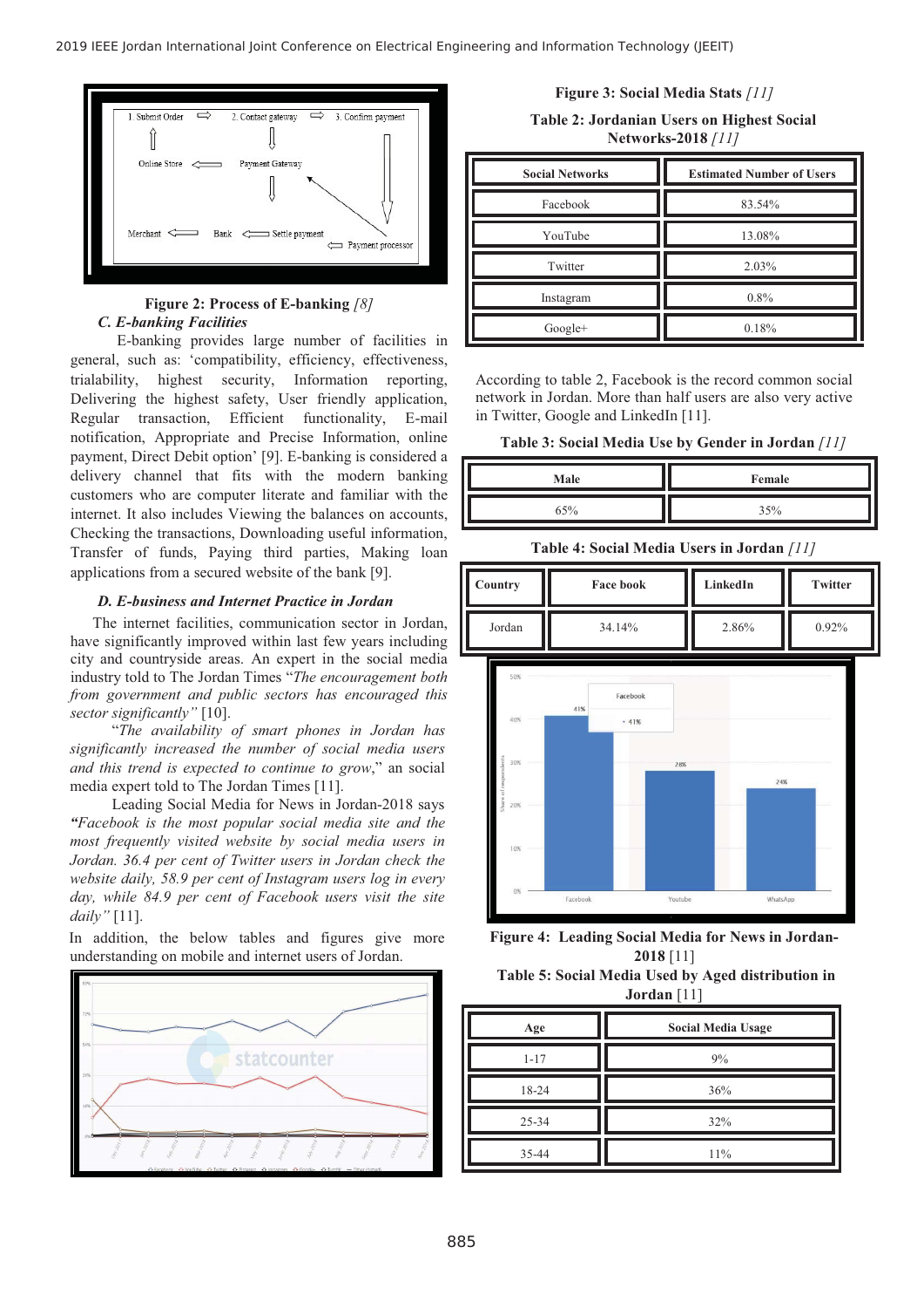Figure 2: Process of E-banking *[8]*

### *C. E-banking Facilities*

E-banking provides large number of facilities in general, such as: 'compatibility, efficiency, effectiveness, trialability, highest security, Information reporting, Delivering the highest safety, User friendly application, Regular transaction, Efficient functionality, E-mail notification, Appropriate and Precise Information, online payment, Direct Debit option' [9]. E-banking is considered a delivery channel that fits with the modern banking customers who are computer literate and familiar with the internet. It also includes Viewing the balances on accounts, Checking the transactions, Downloading useful information, Transfer of funds, Paying third parties, Making loan applications from a secured website of the bank [9].

### *D. E-business and Internet Practice in Jordan*

The internet facilities, communication sector in Jordan, have significantly improved within last few years including city and countryside areas. An expert in the social media industry told to The Jordan Times "*The encouragement both from government and public sectors has encouraged this sector significantly"* [10].

"*The availability of smart phones in Jordan has significantly increased the number of social media users and this trend is expected to continue to grow*," an social media expert told to The Jordan Times [11].

Leading Social Media for News in Jordan-2018 says ***"****Facebook is the most popular social media site and the most frequently visited website by social media users in Jordan. 36.4 per cent of Twitter users in Jordan check the website daily, 58.9 per cent of Instagram users log in every day, while 84.9 per cent of Facebook users visit the site daily"* [11].

In addition, the below tables and figures give more understanding on mobile and internet users of Jordan.

Figure 3: Social Media Stats *[11]*

Table 2: Jordanian Users on Highest Social Networks-2018 *[11]*

| Social Networks | Estimated Number of Users |
|---|---|
| Facebook | 83.54% |
| YouTube | 13.08% |
| Twitter | 2.03% |
| Instagram | 0.8% |
| Google+ | 0.18% |

According to table 2, Facebook is the record common social network in Jordan. More than half users are also very active in Twitter, Google and LinkedIn [11].

Table 3: Social Media Use by Gender in Jordan *[11]*

| Male | Female |
|---|---|
| 65% | 35% |

Table 4: Social Media Users in Jordan *[11]*

| Country | Face book | LinkedIn | Twitter |
|---|---|---|---|
| Jordan | 34.14% | 2.86% | 0.92% |

Figure 4: Leading Social Media for News in Jordan-2018 [11]

Table 5: Social Media Used by Aged distribution in Jordan [11]

| Age | Social Media Usage |
|---|---|
| 1-17 | 9% |
| 18-24 | 36% |
| 25-34 | 32% |
| 35-44 | 11% |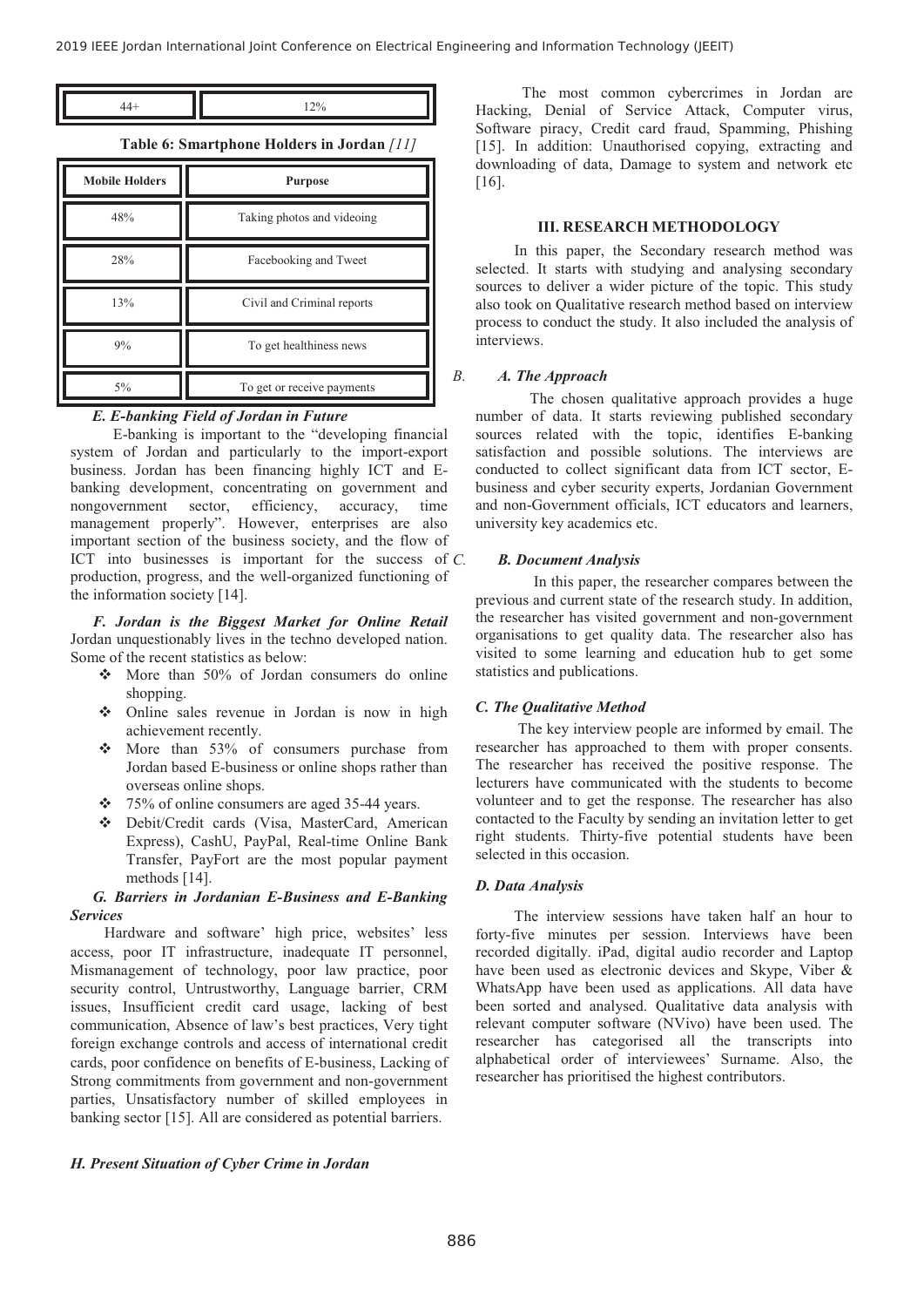| 44+ | 12% |
|---|---|

**Table 6: Smartphone Holders in Jordan** *[11]*

| Mobile Holders | Purpose |
|---|---|
| 48% | Taking photos and videoing |
| 28% | Facebooking and Tweet |
| 13% | Civil and Criminal reports |
| 9% | To get healthiness news |
| 5% | To get or receive payments |

### *E. E-banking Field of Jordan in Future*

E-banking is important to the "developing financial system of Jordan and particularly to the import-export business. Jordan has been financing highly ICT and E-banking development, concentrating on government and nongovernment sector, efficiency, accuracy, time management properly". However, enterprises are also important section of the business society, and the flow of ICT into businesses is important for the success of production, progress, and the well-organized functioning of the information society [14].

### *F. Jordan is the Biggest Market for Online Retail*

Jordan unquestionably lives in the techno developed nation. Some of the recent statistics as below:

- More than 50% of Jordan consumers do online shopping.
- Online sales revenue in Jordan is now in high achievement recently.
- More than 53% of consumers purchase from Jordan based E-business or online shops rather than overseas online shops.
- 75% of online consumers are aged 35-44 years.
- Debit/Credit cards (Visa, MasterCard, American Express), CashU, PayPal, Real-time Online Bank Transfer, PayFort are the most popular payment methods [14].

### *G. Barriers in Jordanian E-Business and E-Banking Services*

Hardware and software' high price, websites' less access, poor IT infrastructure, inadequate IT personnel, Mismanagement of technology, poor law practice, poor security control, Untrustworthy, Language barrier, CRM issues, Insufficient credit card usage, lacking of best communication, Absence of law's best practices, Very tight foreign exchange controls and access of international credit cards, poor confidence on benefits of E-business, Lacking of Strong commitments from government and non-government parties, Unsatisfactory number of skilled employees in banking sector [15]. All are considered as potential barriers.

### *H. Present Situation of Cyber Crime in Jordan*

The most common cybercrimes in Jordan are Hacking, Denial of Service Attack, Computer virus, Software piracy, Credit card fraud, Spamming, Phishing [15]. In addition: Unauthorised copying, extracting and downloading of data, Damage to system and network etc [16].

## III. RESEARCH METHODOLOGY

In this paper, the Secondary research method was selected. It starts with studying and analysing secondary sources to deliver a wider picture of the topic. This study also took on Qualitative research method based on interview process to conduct the study. It also included the analysis of interviews.

### *A. The Approach*

The chosen qualitative approach provides a huge number of data. It starts reviewing published secondary sources related with the topic, identifies E-banking satisfaction and possible solutions. The interviews are conducted to collect significant data from ICT sector, E-business and cyber security experts, Jordanian Government and non-Government officials, ICT educators and learners, university key academics etc.

### *B. Document Analysis*

In this paper, the researcher compares between the previous and current state of the research study. In addition, the researcher has visited government and non-government organisations to get quality data. The researcher also has visited to some learning and education hub to get some statistics and publications.

### *C. The Qualitative Method*

The key interview people are informed by email. The researcher has approached to them with proper consents. The researcher has received the positive response. The lecturers have communicated with the students to become volunteer and to get the response. The researcher has also contacted to the Faculty by sending an invitation letter to get right students. Thirty-five potential students have been selected in this occasion.

### *D. Data Analysis*

The interview sessions have taken half an hour to forty-five minutes per session. Interviews have been recorded digitally. iPad, digital audio recorder and Laptop have been used as electronic devices and Skype, Viber & WhatsApp have been used as applications. All data have been sorted and analysed. Qualitative data analysis with relevant computer software (NVivo) have been used. The researcher has categorised all the transcripts into alphabetical order of interviewees' Surname. Also, the researcher has prioritised the highest contributors.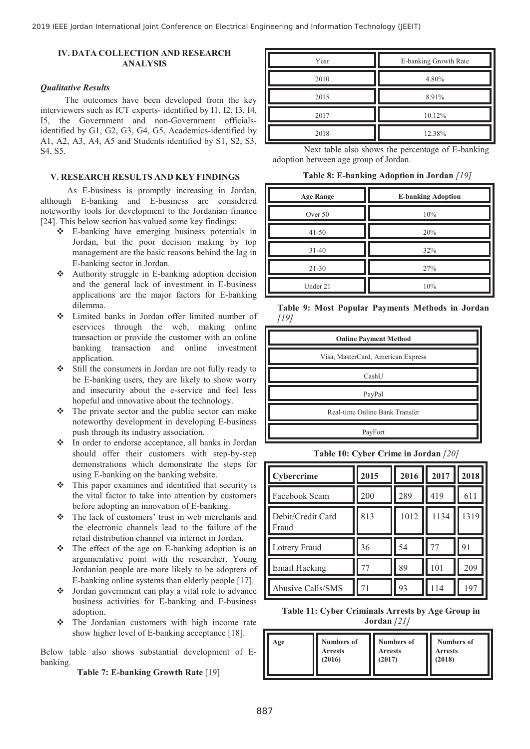## IV. DATA COLLECTION AND RESEARCH ANALYSIS

### *Qualitative Results*

The outcomes have been developed from the key interviewers such as ICT experts- identified by I1, I2, I3, I4, I5, the Government and non-Government officials-identified by G1, G2, G3, G4, G5, Academics-identified by A1, A2, A3, A4, A5 and Students identified by S1, S2, S3, S4, S5.

## V. RESEARCH RESULTS AND KEY FINDINGS

As E-business is promptly increasing in Jordan, although E-banking and E-business are considered noteworthy tools for development to the Jordanian finance [24]. This below section has valued some key findings:

- E-banking have emerging business potentials in Jordan, but the poor decision making by top management are the basic reasons behind the lag in E-banking sector in Jordan.
- Authority struggle in E-banking adoption decision and the general lack of investment in E-business applications are the major factors for E-banking dilemma.
- Limited banks in Jordan offer limited number of eservices through the web, making online transaction or provide the customer with an online banking transaction and online investment application.
- Still the consumers in Jordan are not fully ready to be E-banking users, they are likely to show worry and insecurity about the e-service and feel less hopeful and innovative about the technology.
- The private sector and the public sector can make noteworthy development in developing E-business push through its industry association.
- In order to endorse acceptance, all banks in Jordan should offer their customers with step-by-step demonstrations which demonstrate the steps for using E-banking on the banking website.
- This paper examines and identified that security is the vital factor to take into attention by customers before adopting an innovation of E-banking.
- The lack of customers' trust in web merchants and the electronic channels lead to the failure of the retail distribution channel via internet in Jordan.
- The effect of the age on E-banking adoption is an argumentative point with the researcher. Young Jordanian people are more likely to be adopters of E-banking online systems than elderly people [17].
- Jordan government can play a vital role to advance business activities for E-banking and E-business adoption.
- The Jordanian customers with high income rate show higher level of E-banking acceptance [18].

Below table also shows substantial development of E-banking.

**Table 7: E-banking Growth Rate** [19]

| Year | E-banking Growth Rate |
|---|---|
| 2010 | 4.80% |
| 2015 | 8.91% |
| 2017 | 10.12% |
| 2018 | 12.38% |

Next table also shows the percentage of E-banking adoption between age group of Jordan.

**Table 8: E-banking Adoption in Jordan** *[19]*

| Age Range | E-banking Adoption |
|---|---|
| Over 50 | 10% |
| 41-50 | 20% |
| 31-40 | 32% |
| 21-30 | 27% |
| Under 21 | 10% |

**Table 9: Most Popular Payments Methods in Jordan** *[19]*

| Online Payment Method |
|---|
| Visa, MasterCard, American Express |
| CashU |
| PayPal |
| Real-time Online Bank Transfer |
| PayFort |

**Table 10: Cyber Crime in Jordan** *[20]*

| Cybercrime | 2015 | 2016 | 2017 | 2018 |
|---|---|---|---|---|
| Facebook Scam | 200 | 289 | 419 | 611 |
| Debit/Credit Card Fraud | 813 | 1012 | 1134 | 1319 |
| Lottery Fraud | 36 | 54 | 77 | 91 |
| Email Hacking | 77 | 89 | 101 | 209 |
| Abusive Calls/SMS | 71 | 93 | 114 | 197 |

**Table 11: Cyber Criminals Arrests by Age Group in Jordan** *[21]*

| Age | Numbers of Arrests (2016) | Numbers of Arrests (2017) | Numbers of Arrests (2018) |
|---|---|---|---|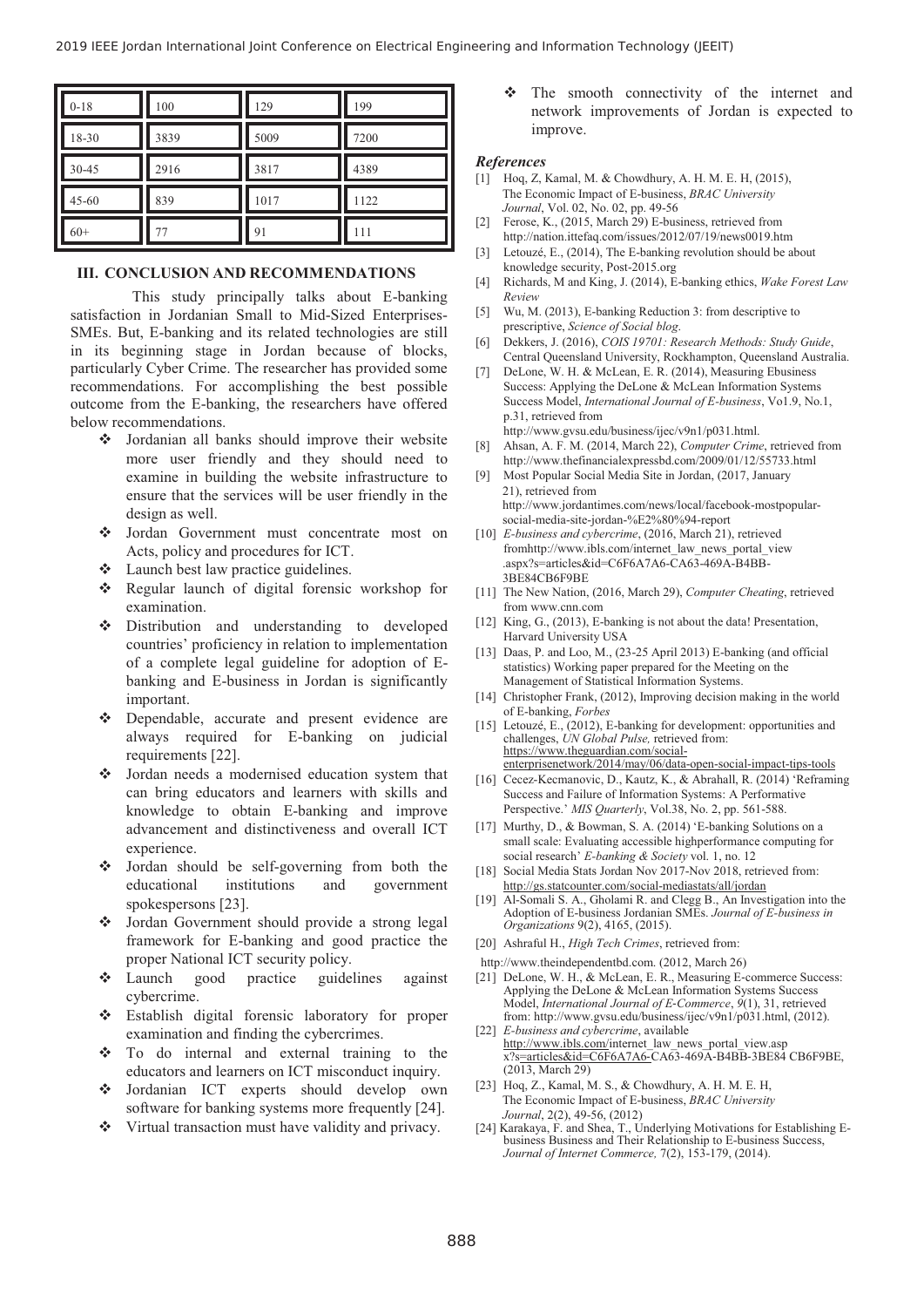| | | | |
|---|---|---|---|
| 0-18 | 100 | 129 | 199 |
| 18-30 | 3839 | 5009 | 7200 |
| 30-45 | 2916 | 3817 | 4389 |
| 45-60 | 839 | 1017 | 1122 |
| 60+ | 77 | 91 | 111 |

## III. CONCLUSION AND RECOMMENDATIONS

This study principally talks about E-banking satisfaction in Jordanian Small to Mid-Sized Enterprises-SMEs. But, E-banking and its related technologies are still in its beginning stage in Jordan because of blocks, particularly Cyber Crime. The researcher has provided some recommendations. For accomplishing the best possible outcome from the E-banking, the researchers have offered below recommendations.

- ❖ Jordanian all banks should improve their website more user friendly and they should need to examine in building the website infrastructure to ensure that the services will be user friendly in the design as well.
- ❖ Jordan Government must concentrate most on Acts, policy and procedures for ICT.
- ❖ Launch best law practice guidelines.
- ❖ Regular launch of digital forensic workshop for examination.
- ❖ Distribution and understanding to developed countries' proficiency in relation to implementation of a complete legal guideline for adoption of E-banking and E-business in Jordan is significantly important.
- ❖ Dependable, accurate and present evidence are always required for E-banking on judicial requirements [22].
- ❖ Jordan needs a modernised education system that can bring educators and learners with skills and knowledge to obtain E-banking and improve advancement and distinctiveness and overall ICT experience.
- ❖ Jordan should be self-governing from both the educational institutions and government spokespersons [23].
- ❖ Jordan Government should provide a strong legal framework for E-banking and good practice the proper National ICT security policy.
- ❖ Launch good practice guidelines against cybercrime.
- ❖ Establish digital forensic laboratory for proper examination and finding the cybercrimes.
- ❖ To do internal and external training to the educators and learners on ICT misconduct inquiry.
- ❖ Jordanian ICT experts should develop own software for banking systems more frequently [24].
- ❖ Virtual transaction must have validity and privacy.
- ❖ The smooth connectivity of the internet and network improvements of Jordan is expected to improve.

### *References*

[1] Hoq, Z, Kamal, M. & Chowdhury, A. H. M. E. H, (2015), The Economic Impact of E-business, *BRAC University Journal*, Vol. 02, No. 02, pp. 49-56

[2] Ferose, K., (2015, March 29) E-business, retrieved from http://nation.ittefaq.com/issues/2012/07/19/news0019.htm

[3] Letouzé, E., (2014), The E-banking revolution should be about knowledge security, Post-2015.org

[4] Richards, M and King, J. (2014), E-banking ethics, *Wake Forest Law Review*

[5] Wu, M. (2013), E-banking Reduction 3: from descriptive to prescriptive, *Science of Social blog*.

[6] Dekkers, J. (2016), *COIS 19701: Research Methods: Study Guide*, Central Queensland University, Rockhampton, Queensland Australia.

[7] DeLone, W. H. & McLean, E. R. (2014), Measuring Ebusiness Success: Applying the DeLone & McLean Information Systems Success Model, *International Journal of E-business*, Vo1.9, No.1, p.31, retrieved from http://www.gvsu.edu/business/ijec/v9n1/p031.html.

[8] Ahsan, A. F. M. (2014, March 22), *Computer Crime*, retrieved from http://www.thefinancialexpressbd.com/2009/01/12/55733.html

[9] Most Popular Social Media Site in Jordan, (2017, January 21), retrieved from http://www.jordantimes.com/news/local/facebook-mostpopular-social-media-site-jordan-%E2%80%94-report

[10] *E-business and cybercrime*, (2016, March 21), retrieved fromhttp://www.ibls.com/internet_law_news_portal_view .aspx?s=articles&id=C6F6A7A6-CA63-469A-B4BB-3BE84CB6F9BE

[11] The New Nation, (2016, March 29), *Computer Cheating*, retrieved from www.cnn.com

[12] King, G., (2013), E-banking is not about the data! Presentation, Harvard University USA

[13] Daas, P. and Loo, M., (23-25 April 2013) E-banking (and official statistics) Working paper prepared for the Meeting on the Management of Statistical Information Systems.

[14] Christopher Frank, (2012), Improving decision making in the world of E-banking, *Forbes*

[15] Letouzé, E., (2012), E-banking for development: opportunities and challenges, *UN Global Pulse,* retrieved from: https://www.theguardian.com/social-enterprisenetwork/2014/may/06/data-open-social-impact-tips-tools

[16] Cecez-Kecmanovic, D., Kautz, K., & Abrahall, R. (2014) 'Reframing Success and Failure of Information Systems: A Performative Perspective.' *MIS Quarterly*, Vol.38, No. 2, pp. 561-588.

[17] Murthy, D., & Bowman, S. A. (2014) 'E-banking Solutions on a small scale: Evaluating accessible highperformance computing for social research' *E-banking & Society* vol. 1, no. 12

[18] Social Media Stats Jordan Nov 2017-Nov 2018, retrieved from: http://gs.statcounter.com/social-mediastats/all/jordan

[19] Al-Somali S. A., Gholami R. and Clegg B., An Investigation into the Adoption of E-business Jordanian SMEs. *Journal of E-business in Organizations* 9(2), 4165, (2015).

[20] Ashraful H., *High Tech Crimes*, retrieved from: http://www.theindependentbd.com. (2012, March 26)

[21] DeLone, W. H., & McLean, E. R., Measuring E-commerce Success: Applying the DeLone & McLean Information Systems Success Model, *International Journal of E-Commerce*, *9*(1), 31, retrieved from: http://www.gvsu.edu/business/ijec/v9n1/p031.html, (2012).

[22] *E-business and cybercrime*, available http://www.ibls.com/internet_law_news_portal_view.asp x?s=articles&id=C6F6A7A6-CA63-469A-B4BB-3BE84 CB6F9BE, (2013, March 29)

[23] Hoq, Z., Kamal, M. S., & Chowdhury, A. H. M. E. H, The Economic Impact of E-business, *BRAC University Journal*, 2(2), 49-56, (2012)

[24] Karakaya, F. and Shea, T., Underlying Motivations for Establishing E-business Business and Their Relationship to E-business Success, *Journal of Internet Commerce,* 7(2), 153-179, (2014).